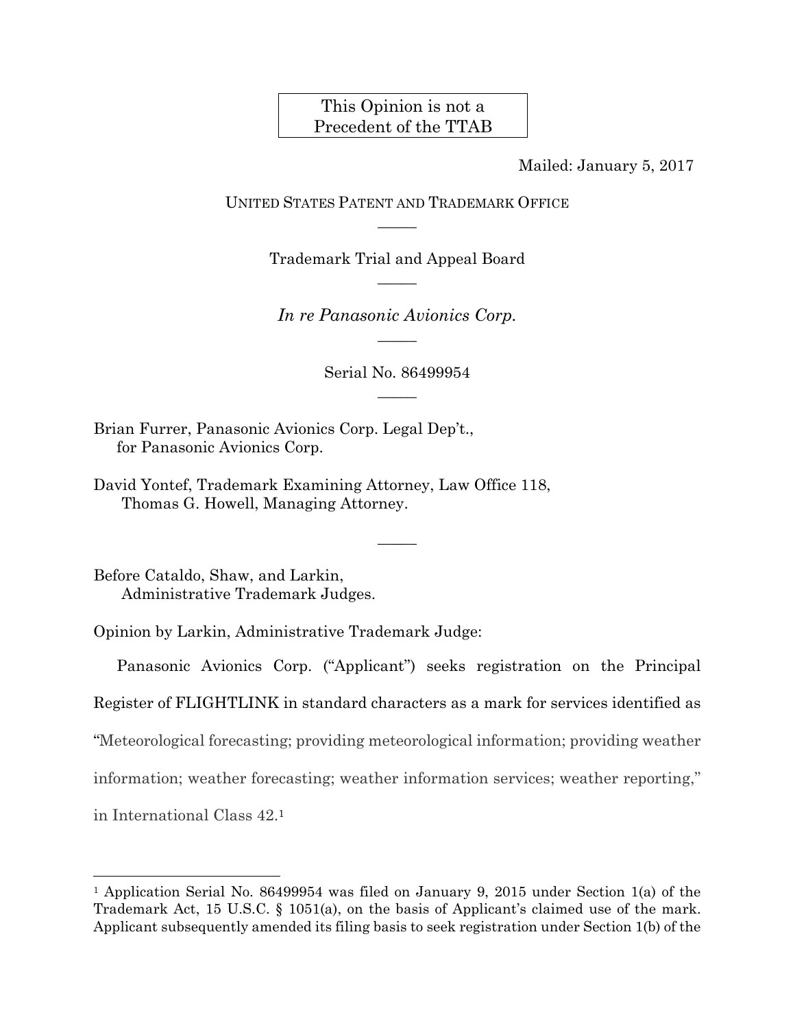This Opinion is not a Precedent of the TTAB

Mailed: January 5, 2017

UNITED STATES PATENT AND TRADEMARK OFFICE

Trademark Trial and Appeal Board

*In re Panasonic Avionics Corp.*

Serial No. 86499954

Brian Furrer, Panasonic Avionics Corp. Legal Dep't.,
for Panasonic Avionics Corp.

David Yontef, Trademark Examining Attorney, Law Office 118,
Thomas G. Howell, Managing Attorney.

Before Cataldo, Shaw, and Larkin,
Administrative Trademark Judges.

Opinion by Larkin, Administrative Trademark Judge:

Panasonic Avionics Corp. ("Applicant") seeks registration on the Principal Register of FLIGHTLINK in standard characters as a mark for services identified as "Meteorological forecasting; providing meteorological information; providing weather information; weather forecasting; weather information services; weather reporting," in International Class 42.[1]

---

[1] Application Serial No. 86499954 was filed on January 9, 2015 under Section 1(a) of the Trademark Act, 15 U.S.C. § 1051(a), on the basis of Applicant's claimed use of the mark. Applicant subsequently amended its filing basis to seek registration under Section 1(b) of the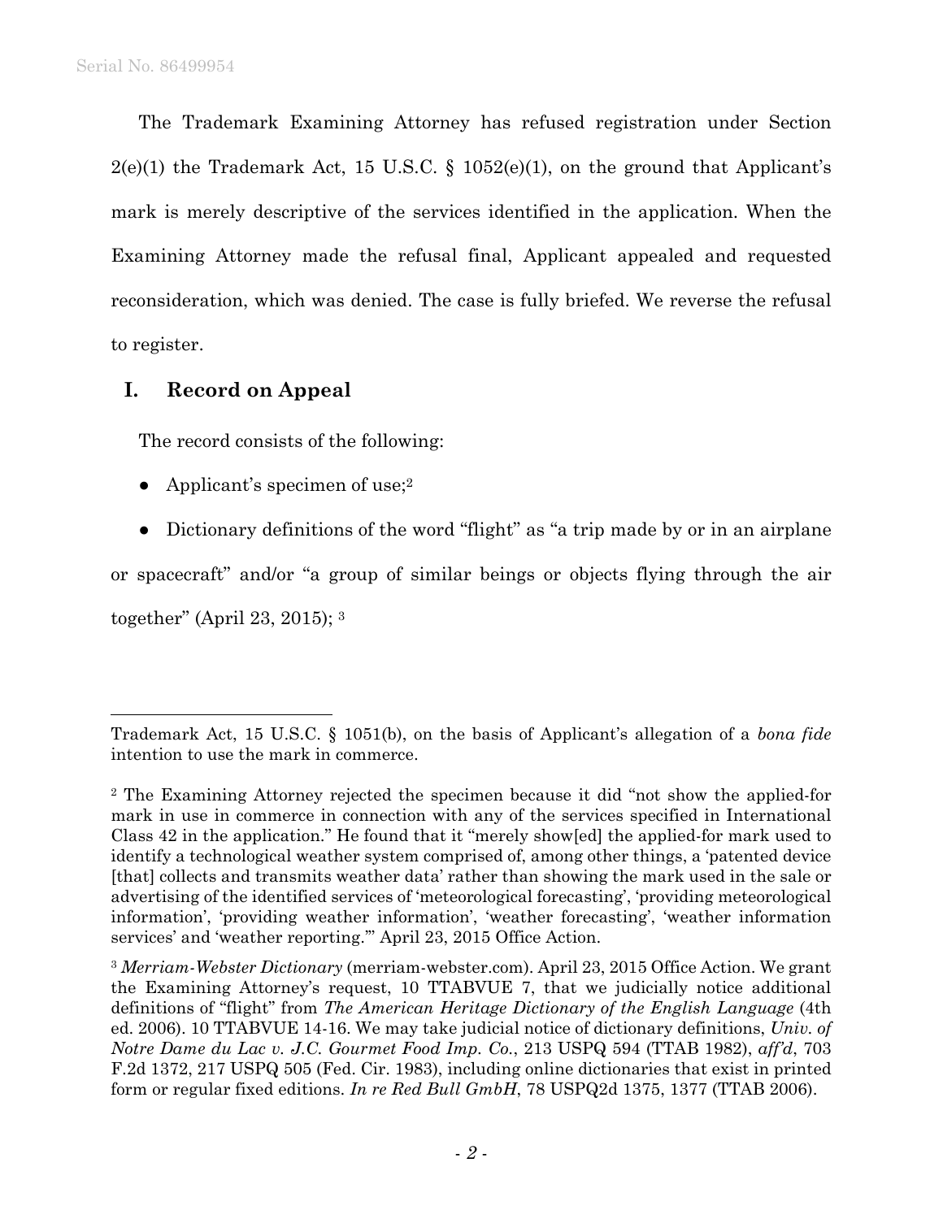The Trademark Examining Attorney has refused registration under Section 2(e)(1) the Trademark Act, 15 U.S.C. § 1052(e)(1), on the ground that Applicant's mark is merely descriptive of the services identified in the application. When the Examining Attorney made the refusal final, Applicant appealed and requested reconsideration, which was denied. The case is fully briefed. We reverse the refusal to register.

## I. Record on Appeal

The record consists of the following:

- Applicant's specimen of use;[2]

- Dictionary definitions of the word "flight" as "a trip made by or in an airplane or spacecraft" and/or "a group of similar beings or objects flying through the air together" (April 23, 2015); [3]

---

Trademark Act, 15 U.S.C. § 1051(b), on the basis of Applicant's allegation of a *bona fide* intention to use the mark in commerce.

[2] The Examining Attorney rejected the specimen because it did "not show the applied-for mark in use in commerce in connection with any of the services specified in International Class 42 in the application." He found that it "merely show[ed] the applied-for mark used to identify a technological weather system comprised of, among other things, a 'patented device [that] collects and transmits weather data' rather than showing the mark used in the sale or advertising of the identified services of 'meteorological forecasting', 'providing meteorological information', 'providing weather information', 'weather forecasting', 'weather information services' and 'weather reporting.'" April 23, 2015 Office Action.

[3] *Merriam-Webster Dictionary* (merriam-webster.com). April 23, 2015 Office Action. We grant the Examining Attorney's request, 10 TTABVUE 7, that we judicially notice additional definitions of "flight" from *The American Heritage Dictionary of the English Language* (4th ed. 2006). 10 TTABVUE 14-16. We may take judicial notice of dictionary definitions, *Univ. of Notre Dame du Lac v. J.C. Gourmet Food Imp. Co.*, 213 USPQ 594 (TTAB 1982), *aff'd*, 703 F.2d 1372, 217 USPQ 505 (Fed. Cir. 1983), including online dictionaries that exist in printed form or regular fixed editions. *In re Red Bull GmbH*, 78 USPQ2d 1375, 1377 (TTAB 2006).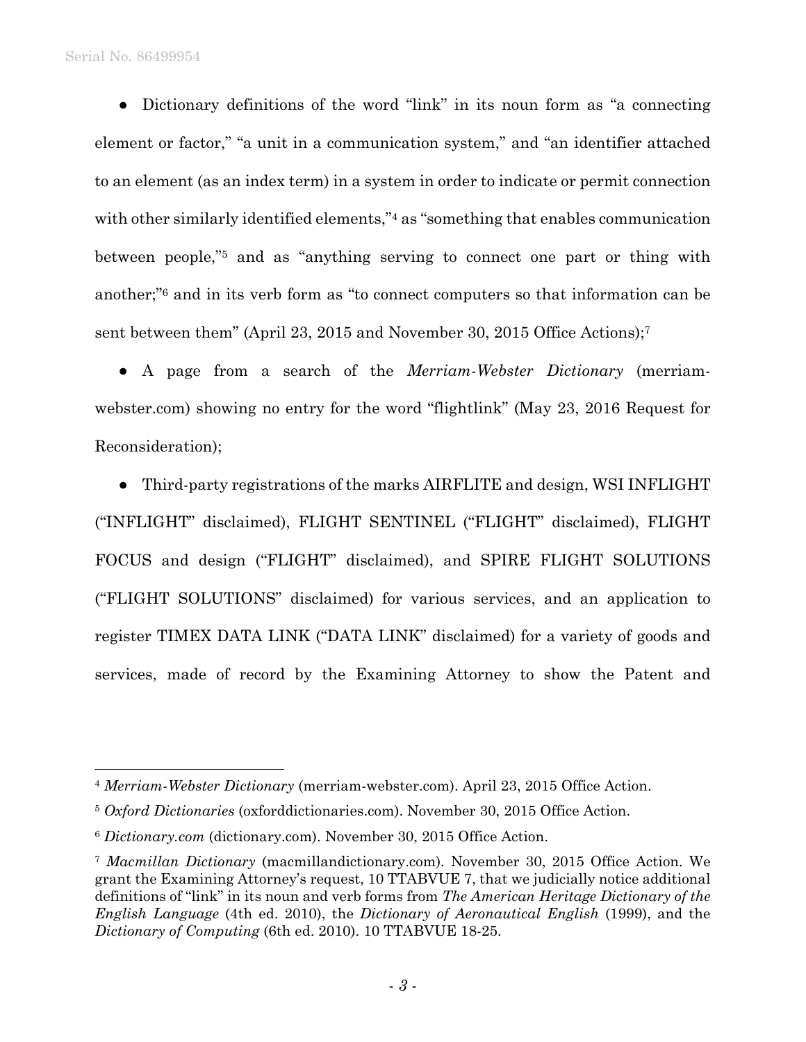- Dictionary definitions of the word "link" in its noun form as "a connecting element or factor," "a unit in a communication system," and "an identifier attached to an element (as an index term) in a system in order to indicate or permit connection with other similarly identified elements,"[4] as "something that enables communication between people,"[5] and as "anything serving to connect one part or thing with another;"[6] and in its verb form as "to connect computers so that information can be sent between them" (April 23, 2015 and November 30, 2015 Office Actions);[7]

- A page from a search of the *Merriam-Webster Dictionary* (merriam-webster.com) showing no entry for the word "flightlink" (May 23, 2016 Request for Reconsideration);

- Third-party registrations of the marks AIRFLITE and design, WSI INFLIGHT ("INFLIGHT" disclaimed), FLIGHT SENTINEL ("FLIGHT" disclaimed), FLIGHT FOCUS and design ("FLIGHT" disclaimed), and SPIRE FLIGHT SOLUTIONS ("FLIGHT SOLUTIONS" disclaimed) for various services, and an application to register TIMEX DATA LINK ("DATA LINK" disclaimed) for a variety of goods and services, made of record by the Examining Attorney to show the Patent and

---

[4] *Merriam-Webster Dictionary* (merriam-webster.com). April 23, 2015 Office Action.

[5] *Oxford Dictionaries* (oxforddictionaries.com). November 30, 2015 Office Action.

[6] *Dictionary.com* (dictionary.com). November 30, 2015 Office Action.

[7] *Macmillan Dictionary* (macmillandictionary.com). November 30, 2015 Office Action. We grant the Examining Attorney's request, 10 TTABVUE 7, that we judicially notice additional definitions of "link" in its noun and verb forms from *The American Heritage Dictionary of the English Language* (4th ed. 2010), the *Dictionary of Aeronautical English* (1999), and the *Dictionary of Computing* (6th ed. 2010). 10 TTABVUE 18-25.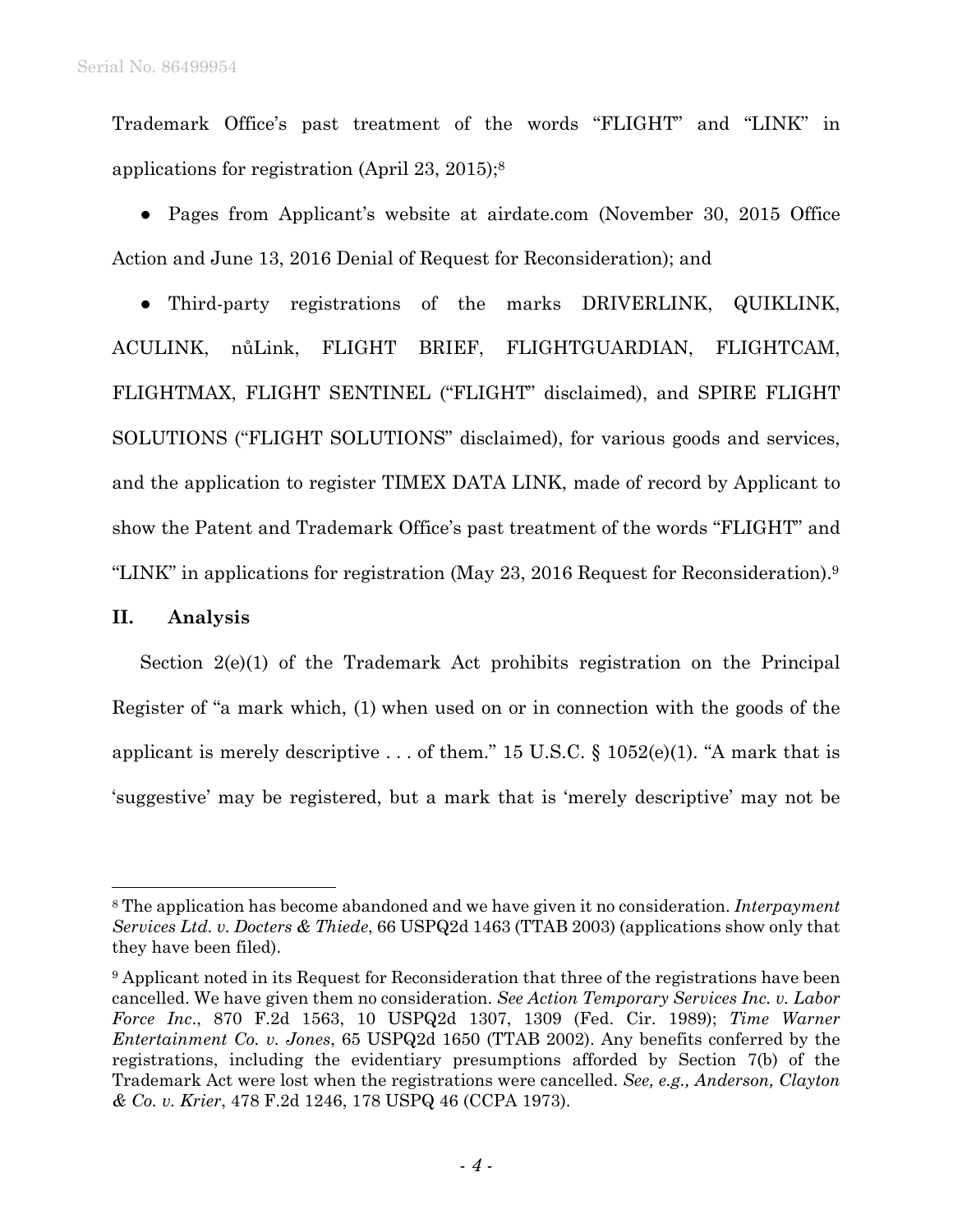Trademark Office's past treatment of the words "FLIGHT" and "LINK" in applications for registration (April 23, 2015);[8]

- Pages from Applicant's website at airdate.com (November 30, 2015 Office Action and June 13, 2016 Denial of Request for Reconsideration); and

- Third-party registrations of the marks DRIVERLINK, QUIKLINK, ACULINK, nůLink, FLIGHT BRIEF, FLIGHTGUARDIAN, FLIGHTCAM, FLIGHTMAX, FLIGHT SENTINEL ("FLIGHT" disclaimed), and SPIRE FLIGHT SOLUTIONS ("FLIGHT SOLUTIONS" disclaimed), for various goods and services, and the application to register TIMEX DATA LINK, made of record by Applicant to show the Patent and Trademark Office's past treatment of the words "FLIGHT" and "LINK" in applications for registration (May 23, 2016 Request for Reconsideration).[9]

## II. Analysis

Section 2(e)(1) of the Trademark Act prohibits registration on the Principal Register of "a mark which, (1) when used on or in connection with the goods of the applicant is merely descriptive . . . of them." 15 U.S.C. § 1052(e)(1). "A mark that is 'suggestive' may be registered, but a mark that is 'merely descriptive' may not be

---

[8] The application has become abandoned and we have given it no consideration. *Interpayment Services Ltd. v. Docters & Thiede*, 66 USPQ2d 1463 (TTAB 2003) (applications show only that they have been filed).

[9] Applicant noted in its Request for Reconsideration that three of the registrations have been cancelled. We have given them no consideration. *See Action Temporary Services Inc. v. Labor Force Inc.*, 870 F.2d 1563, 10 USPQ2d 1307, 1309 (Fed. Cir. 1989); *Time Warner Entertainment Co. v. Jones*, 65 USPQ2d 1650 (TTAB 2002). Any benefits conferred by the registrations, including the evidentiary presumptions afforded by Section 7(b) of the Trademark Act were lost when the registrations were cancelled. *See, e.g., Anderson, Clayton & Co. v. Krier*, 478 F.2d 1246, 178 USPQ 46 (CCPA 1973).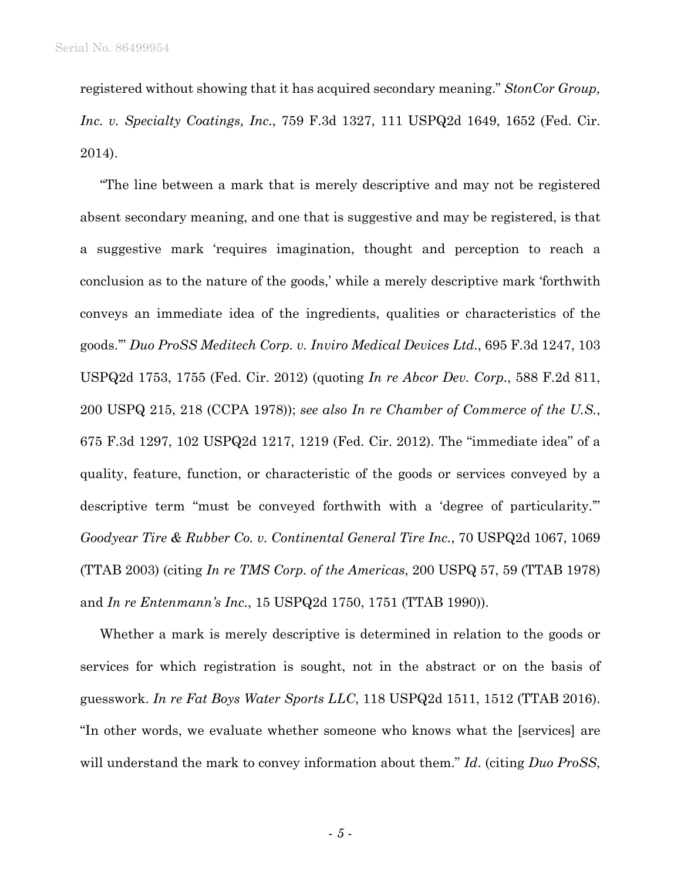registered without showing that it has acquired secondary meaning." *StonCor Group, Inc. v. Specialty Coatings, Inc.*, 759 F.3d 1327, 111 USPQ2d 1649, 1652 (Fed. Cir. 2014).

"The line between a mark that is merely descriptive and may not be registered absent secondary meaning, and one that is suggestive and may be registered, is that a suggestive mark 'requires imagination, thought and perception to reach a conclusion as to the nature of the goods,' while a merely descriptive mark 'forthwith conveys an immediate idea of the ingredients, qualities or characteristics of the goods.'" *Duo ProSS Meditech Corp. v. Inviro Medical Devices Ltd.*, 695 F.3d 1247, 103 USPQ2d 1753, 1755 (Fed. Cir. 2012) (quoting *In re Abcor Dev. Corp.*, 588 F.2d 811, 200 USPQ 215, 218 (CCPA 1978)); *see also In re Chamber of Commerce of the U.S.*, 675 F.3d 1297, 102 USPQ2d 1217, 1219 (Fed. Cir. 2012). The "immediate idea" of a quality, feature, function, or characteristic of the goods or services conveyed by a descriptive term "must be conveyed forthwith with a 'degree of particularity.'" *Goodyear Tire & Rubber Co. v. Continental General Tire Inc.*, 70 USPQ2d 1067, 1069 (TTAB 2003) (citing *In re TMS Corp. of the Americas*, 200 USPQ 57, 59 (TTAB 1978) and *In re Entenmann's Inc.*, 15 USPQ2d 1750, 1751 (TTAB 1990)).

Whether a mark is merely descriptive is determined in relation to the goods or services for which registration is sought, not in the abstract or on the basis of guesswork. *In re Fat Boys Water Sports LLC*, 118 USPQ2d 1511, 1512 (TTAB 2016). "In other words, we evaluate whether someone who knows what the [services] are will understand the mark to convey information about them." *Id*. (citing *Duo ProSS*,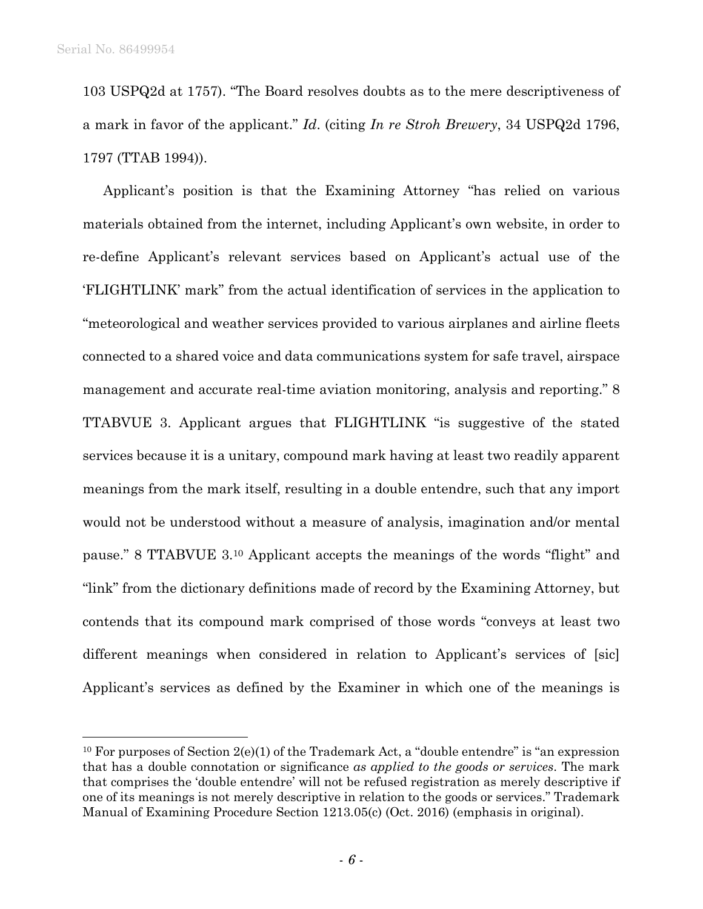103 USPQ2d at 1757). "The Board resolves doubts as to the mere descriptiveness of a mark in favor of the applicant." *Id*. (citing *In re Stroh Brewery*, 34 USPQ2d 1796, 1797 (TTAB 1994)).

Applicant's position is that the Examining Attorney "has relied on various materials obtained from the internet, including Applicant's own website, in order to re-define Applicant's relevant services based on Applicant's actual use of the 'FLIGHTLINK' mark" from the actual identification of services in the application to "meteorological and weather services provided to various airplanes and airline fleets connected to a shared voice and data communications system for safe travel, airspace management and accurate real-time aviation monitoring, analysis and reporting." 8 TTABVUE 3. Applicant argues that FLIGHTLINK "is suggestive of the stated services because it is a unitary, compound mark having at least two readily apparent meanings from the mark itself, resulting in a double entendre, such that any import would not be understood without a measure of analysis, imagination and/or mental pause." 8 TTABVUE 3.[10] Applicant accepts the meanings of the words "flight" and "link" from the dictionary definitions made of record by the Examining Attorney, but contends that its compound mark comprised of those words "conveys at least two different meanings when considered in relation to Applicant's services of [sic] Applicant's services as defined by the Examiner in which one of the meanings is

---

[10] For purposes of Section 2(e)(1) of the Trademark Act, a "double entendre" is "an expression that has a double connotation or significance *as applied to the goods or services*. The mark that comprises the 'double entendre' will not be refused registration as merely descriptive if one of its meanings is not merely descriptive in relation to the goods or services." Trademark Manual of Examining Procedure Section 1213.05(c) (Oct. 2016) (emphasis in original).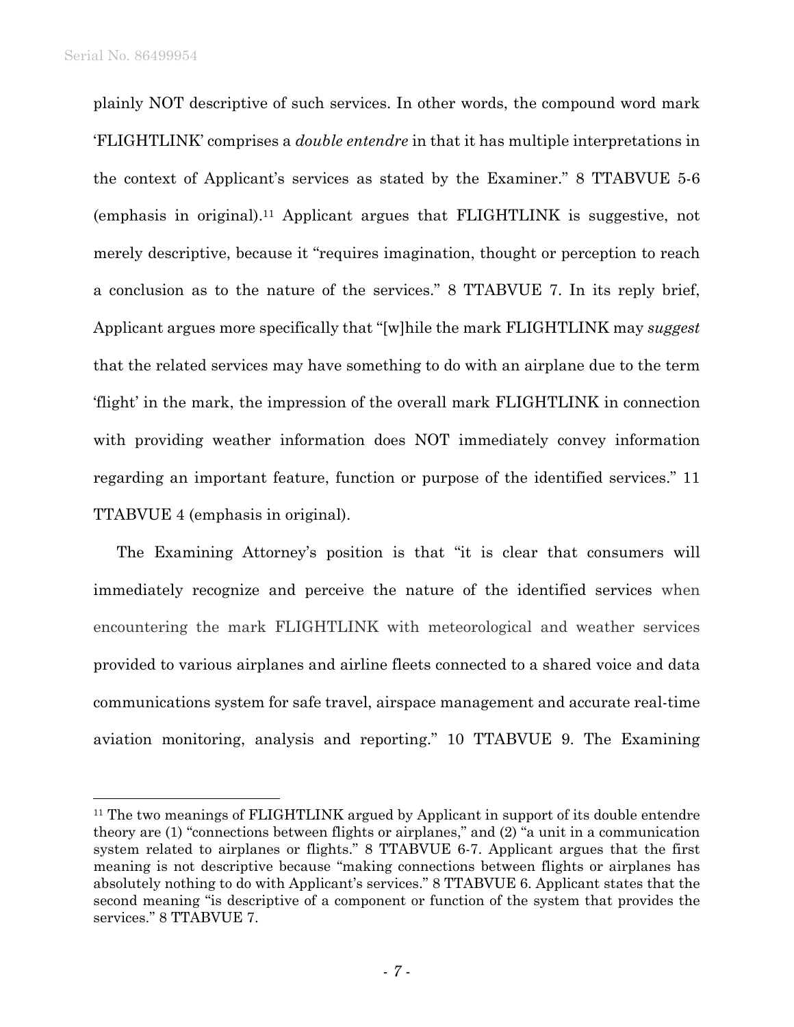plainly NOT descriptive of such services. In other words, the compound word mark 'FLIGHTLINK' comprises a *double entendre* in that it has multiple interpretations in the context of Applicant's services as stated by the Examiner." 8 TTABVUE 5-6 (emphasis in original).[11] Applicant argues that FLIGHTLINK is suggestive, not merely descriptive, because it "requires imagination, thought or perception to reach a conclusion as to the nature of the services." 8 TTABVUE 7. In its reply brief, Applicant argues more specifically that "[w]hile the mark FLIGHTLINK may *suggest* that the related services may have something to do with an airplane due to the term 'flight' in the mark, the impression of the overall mark FLIGHTLINK in connection with providing weather information does NOT immediately convey information regarding an important feature, function or purpose of the identified services." 11 TTABVUE 4 (emphasis in original).

The Examining Attorney's position is that "it is clear that consumers will immediately recognize and perceive the nature of the identified services when encountering the mark FLIGHTLINK with meteorological and weather services provided to various airplanes and airline fleets connected to a shared voice and data communications system for safe travel, airspace management and accurate real-time aviation monitoring, analysis and reporting." 10 TTABVUE 9. The Examining

---

[11] The two meanings of FLIGHTLINK argued by Applicant in support of its double entendre theory are (1) "connections between flights or airplanes," and (2) "a unit in a communication system related to airplanes or flights." 8 TTABVUE 6-7. Applicant argues that the first meaning is not descriptive because "making connections between flights or airplanes has absolutely nothing to do with Applicant's services." 8 TTABVUE 6. Applicant states that the second meaning "is descriptive of a component or function of the system that provides the services." 8 TTABVUE 7.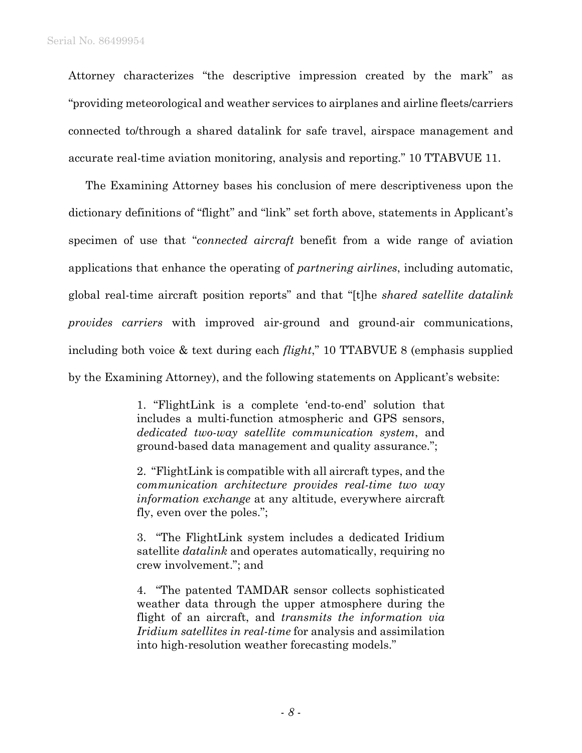Attorney characterizes "the descriptive impression created by the mark" as "providing meteorological and weather services to airplanes and airline fleets/carriers connected to/through a shared datalink for safe travel, airspace management and accurate real-time aviation monitoring, analysis and reporting." 10 TTABVUE 11.

The Examining Attorney bases his conclusion of mere descriptiveness upon the dictionary definitions of "flight" and "link" set forth above, statements in Applicant's specimen of use that "*connected aircraft* benefit from a wide range of aviation applications that enhance the operating of *partnering airlines*, including automatic, global real-time aircraft position reports" and that "[t]he *shared satellite datalink provides carriers* with improved air-ground and ground-air communications, including both voice & text during each *flight*," 10 TTABVUE 8 (emphasis supplied by the Examining Attorney), and the following statements on Applicant's website:

> 1. "FlightLink is a complete 'end-to-end' solution that includes a multi-function atmospheric and GPS sensors, *dedicated two-way satellite communication system*, and ground-based data management and quality assurance.";
>
> 2. "FlightLink is compatible with all aircraft types, and the *communication architecture provides real-time two way information exchange* at any altitude, everywhere aircraft fly, even over the poles.";
>
> 3. "The FlightLink system includes a dedicated Iridium satellite *datalink* and operates automatically, requiring no crew involvement."; and
>
> 4. "The patented TAMDAR sensor collects sophisticated weather data through the upper atmosphere during the flight of an aircraft, and *transmits the information via Iridium satellites in real-time* for analysis and assimilation into high-resolution weather forecasting models."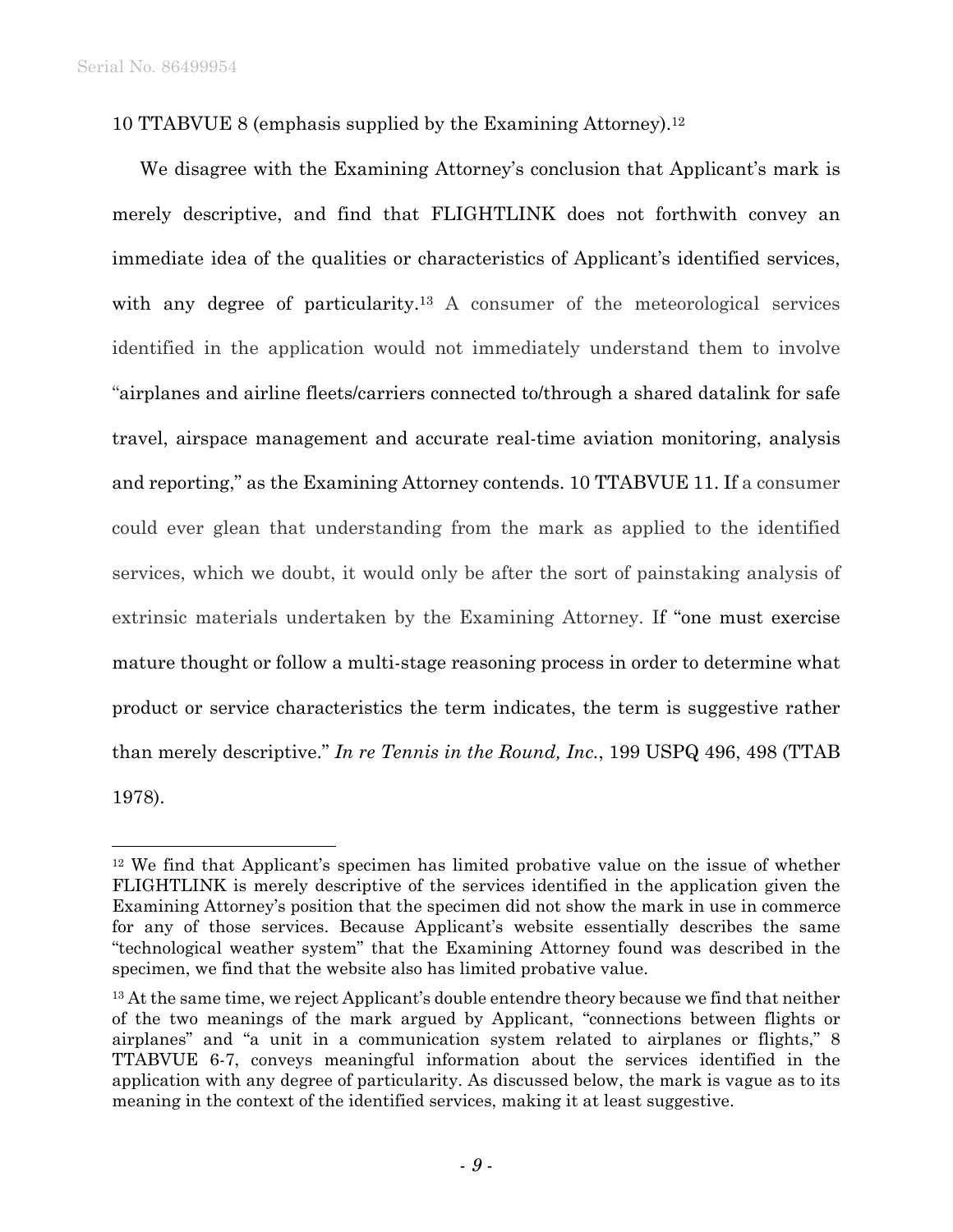10 TTABVUE 8 (emphasis supplied by the Examining Attorney).[12]

We disagree with the Examining Attorney's conclusion that Applicant's mark is merely descriptive, and find that FLIGHTLINK does not forthwith convey an immediate idea of the qualities or characteristics of Applicant's identified services, with any degree of particularity.[13] A consumer of the meteorological services identified in the application would not immediately understand them to involve "airplanes and airline fleets/carriers connected to/through a shared datalink for safe travel, airspace management and accurate real-time aviation monitoring, analysis and reporting," as the Examining Attorney contends. 10 TTABVUE 11. If a consumer could ever glean that understanding from the mark as applied to the identified services, which we doubt, it would only be after the sort of painstaking analysis of extrinsic materials undertaken by the Examining Attorney. If "one must exercise mature thought or follow a multi-stage reasoning process in order to determine what product or service characteristics the term indicates, the term is suggestive rather than merely descriptive." *In re Tennis in the Round, Inc.*, 199 USPQ 496, 498 (TTAB 1978).

---

[12] We find that Applicant's specimen has limited probative value on the issue of whether FLIGHTLINK is merely descriptive of the services identified in the application given the Examining Attorney's position that the specimen did not show the mark in use in commerce for any of those services. Because Applicant's website essentially describes the same "technological weather system" that the Examining Attorney found was described in the specimen, we find that the website also has limited probative value.

[13] At the same time, we reject Applicant's double entendre theory because we find that neither of the two meanings of the mark argued by Applicant, "connections between flights or airplanes" and "a unit in a communication system related to airplanes or flights," 8 TTABVUE 6-7, conveys meaningful information about the services identified in the application with any degree of particularity. As discussed below, the mark is vague as to its meaning in the context of the identified services, making it at least suggestive.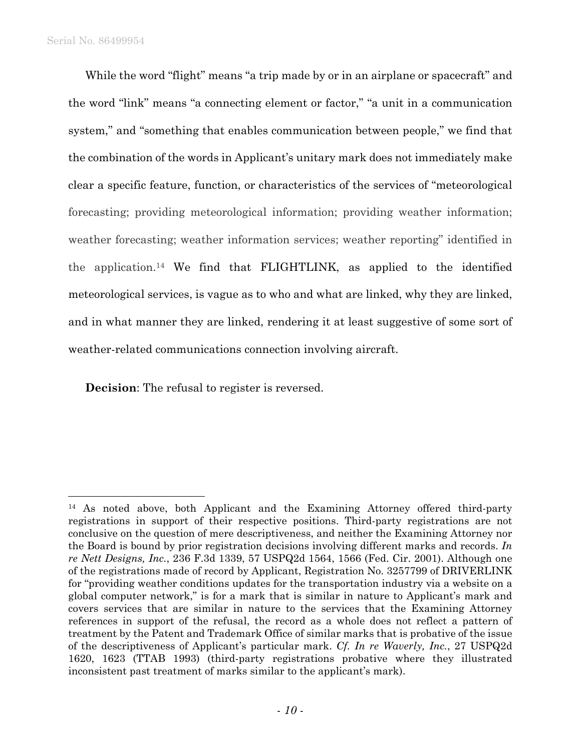While the word "flight" means "a trip made by or in an airplane or spacecraft" and the word "link" means "a connecting element or factor," "a unit in a communication system," and "something that enables communication between people," we find that the combination of the words in Applicant's unitary mark does not immediately make clear a specific feature, function, or characteristics of the services of "meteorological forecasting; providing meteorological information; providing weather information; weather forecasting; weather information services; weather reporting" identified in the application.[14] We find that FLIGHTLINK, as applied to the identified meteorological services, is vague as to who and what are linked, why they are linked, and in what manner they are linked, rendering it at least suggestive of some sort of weather-related communications connection involving aircraft.

**Decision**: The refusal to register is reversed.

---

[14] As noted above, both Applicant and the Examining Attorney offered third-party registrations in support of their respective positions. Third-party registrations are not conclusive on the question of mere descriptiveness, and neither the Examining Attorney nor the Board is bound by prior registration decisions involving different marks and records. *In re Nett Designs, Inc.*, 236 F.3d 1339, 57 USPQ2d 1564, 1566 (Fed. Cir. 2001). Although one of the registrations made of record by Applicant, Registration No. 3257799 of DRIVERLINK for "providing weather conditions updates for the transportation industry via a website on a global computer network," is for a mark that is similar in nature to Applicant's mark and covers services that are similar in nature to the services that the Examining Attorney references in support of the refusal, the record as a whole does not reflect a pattern of treatment by the Patent and Trademark Office of similar marks that is probative of the issue of the descriptiveness of Applicant's particular mark. *Cf. In re Waverly, Inc.*, 27 USPQ2d 1620, 1623 (TTAB 1993) (third-party registrations probative where they illustrated inconsistent past treatment of marks similar to the applicant's mark).